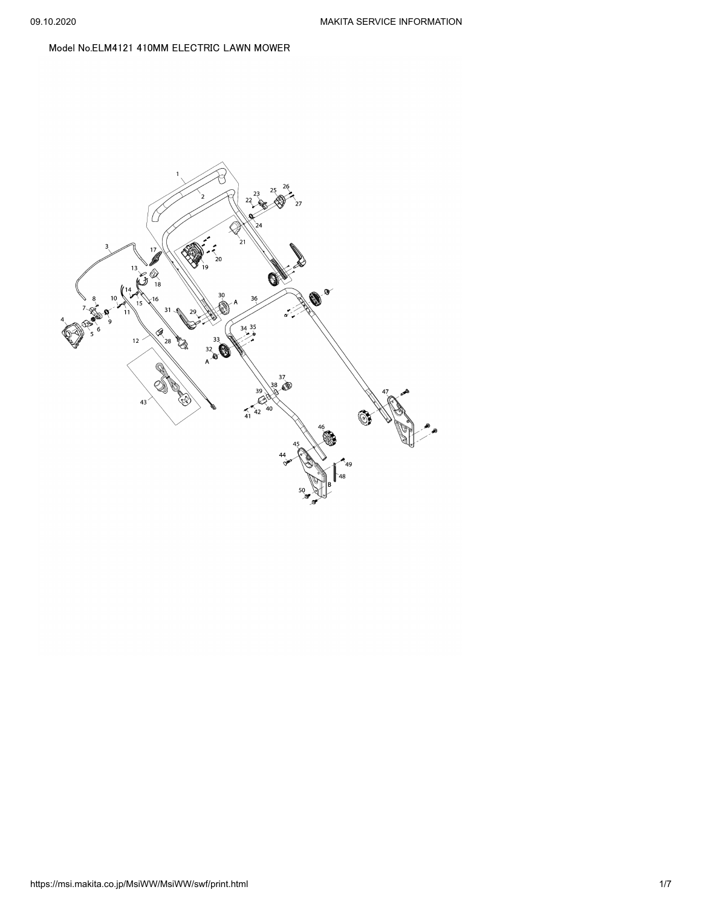Model No.ELM4121 410MM ELECTRIC LAWN MOWER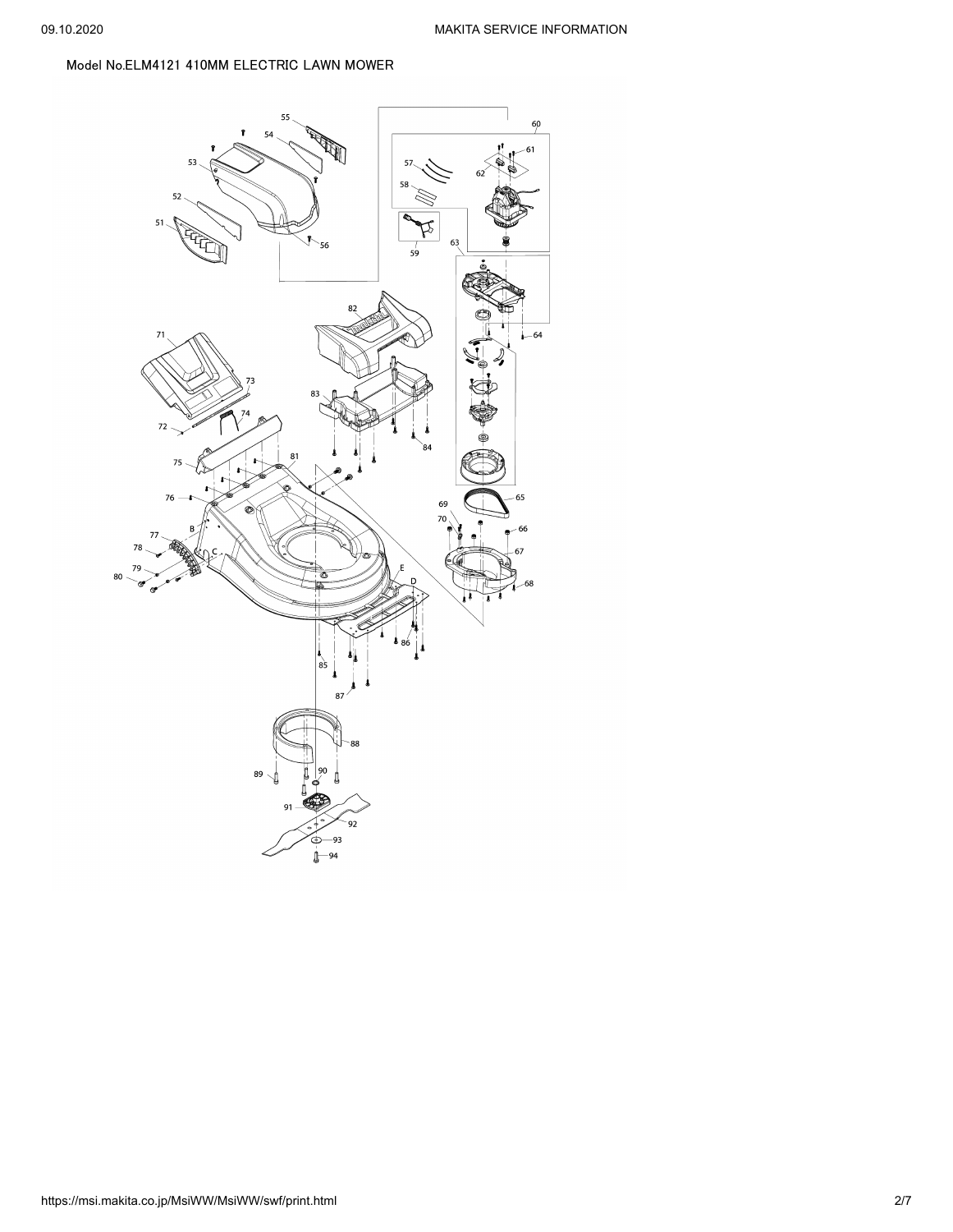Model No.ELM4121 410MM ELECTRIC LAWN MOWER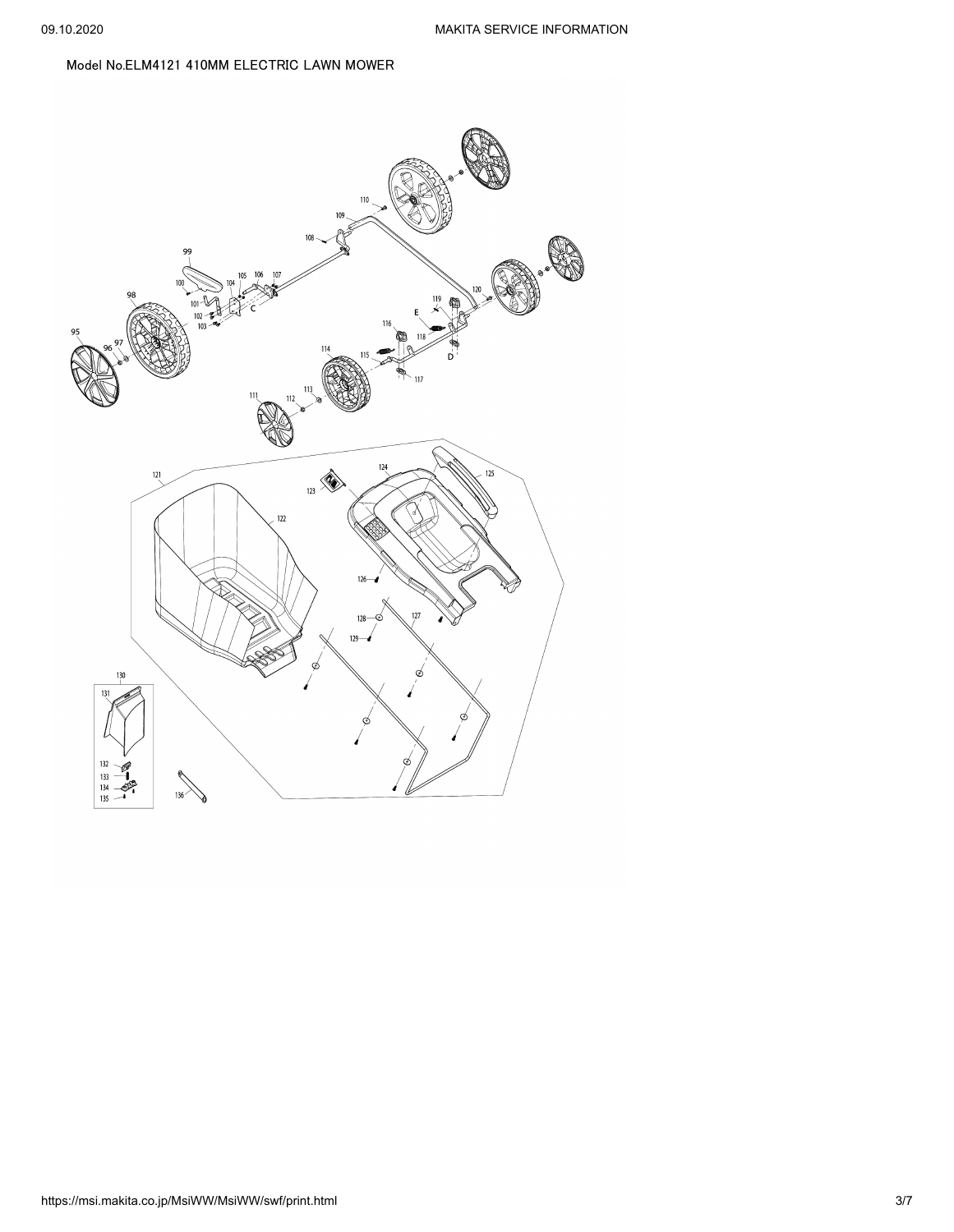Model No.ELM4121 410MM ELECTRIC LAWN MOWER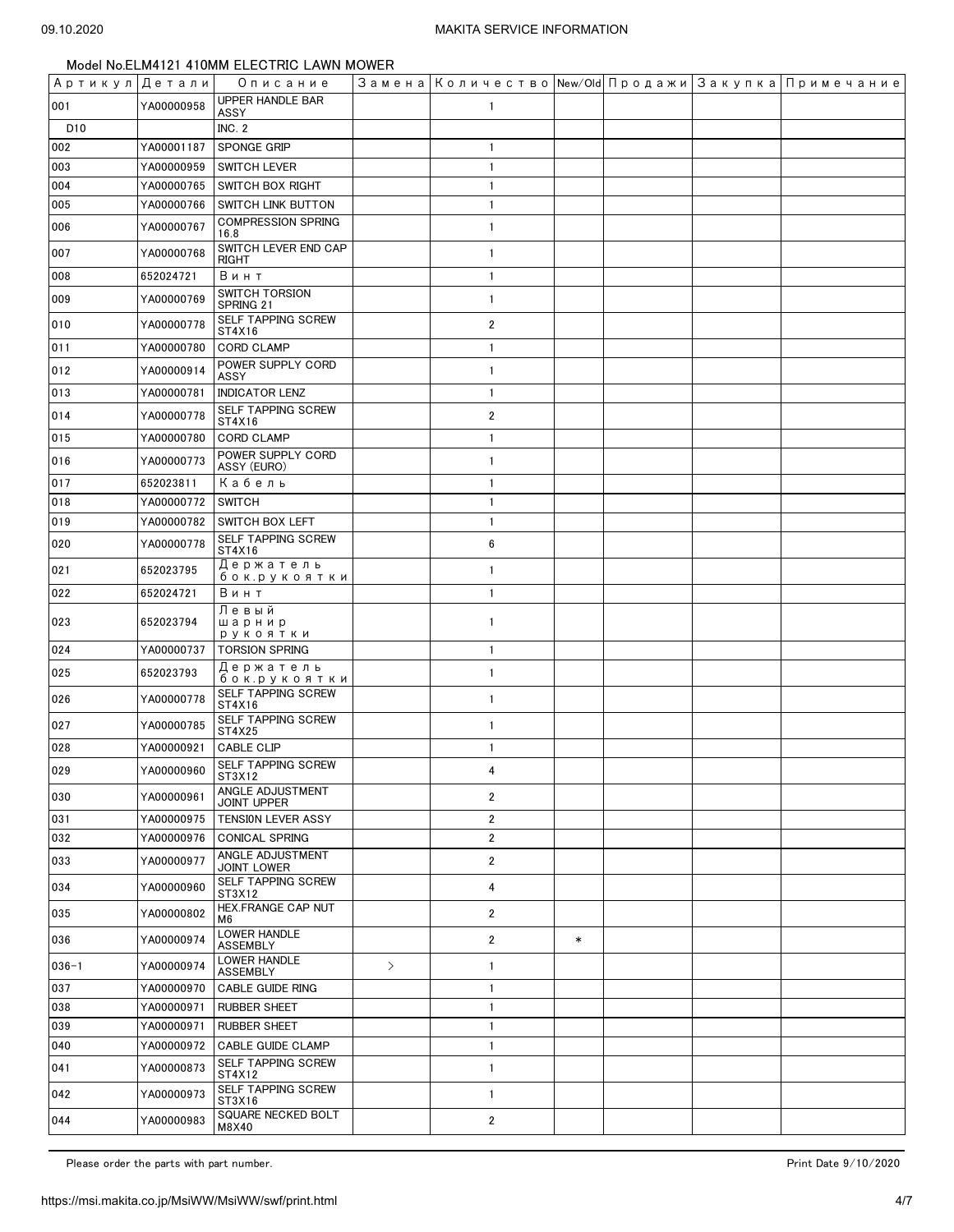Model No.ELM4121 410MM ELECTRIC LAWN MOWER

| Артикул | Детали | Описание | Замена | Количество | New/Old | Продажи | Закупка | Примечание |
|---|---|---|---|---|---|---|---|---|
| 001 | YA00000958 | UPPER HANDLE BAR ASSY | | 1 | | | | |
| D10 | | INC. 2 | | | | | | |
| 002 | YA00001187 | SPONGE GRIP | | 1 | | | | |
| 003 | YA00000959 | SWITCH LEVER | | 1 | | | | |
| 004 | YA00000765 | SWITCH BOX RIGHT | | 1 | | | | |
| 005 | YA00000766 | SWITCH LINK BUTTON | | 1 | | | | |
| 006 | YA00000767 | COMPRESSION SPRING 16.8 | | 1 | | | | |
| 007 | YA00000768 | SWITCH LEVER END CAP RIGHT | | 1 | | | | |
| 008 | 652024721 | Винт | | 1 | | | | |
| 009 | YA00000769 | SWITCH TORSION SPRING 21 | | 1 | | | | |
| 010 | YA00000778 | SELF TAPPING SCREW ST4X16 | | 2 | | | | |
| 011 | YA00000780 | CORD CLAMP | | 1 | | | | |
| 012 | YA00000914 | POWER SUPPLY CORD ASSY | | 1 | | | | |
| 013 | YA00000781 | INDICATOR LENZ | | 1 | | | | |
| 014 | YA00000778 | SELF TAPPING SCREW ST4X16 | | 2 | | | | |
| 015 | YA00000780 | CORD CLAMP | | 1 | | | | |
| 016 | YA00000773 | POWER SUPPLY CORD ASSY (EURO) | | 1 | | | | |
| 017 | 652023811 | Кабель | | 1 | | | | |
| 018 | YA00000772 | SWITCH | | 1 | | | | |
| 019 | YA00000782 | SWITCH BOX LEFT | | 1 | | | | |
| 020 | YA00000778 | SELF TAPPING SCREW ST4X16 | | 6 | | | | |
| 021 | 652023795 | Держатель бок.рукоятки | | 1 | | | | |
| 022 | 652024721 | Винт | | 1 | | | | |
| 023 | 652023794 | Левый шарнир рукоятки | | 1 | | | | |
| 024 | YA00000737 | TORSION SPRING | | 1 | | | | |
| 025 | 652023793 | Держатель бок.рукоятки | | 1 | | | | |
| 026 | YA00000778 | SELF TAPPING SCREW ST4X16 | | 1 | | | | |
| 027 | YA00000785 | SELF TAPPING SCREW ST4X25 | | 1 | | | | |
| 028 | YA00000921 | CABLE CLIP | | 1 | | | | |
| 029 | YA00000960 | SELF TAPPING SCREW ST3X12 | | 4 | | | | |
| 030 | YA00000961 | ANGLE ADJUSTMENT JOINT UPPER | | 2 | | | | |
| 031 | YA00000975 | TENSION LEVER ASSY | | 2 | | | | |
| 032 | YA00000976 | CONICAL SPRING | | 2 | | | | |
| 033 | YA00000977 | ANGLE ADJUSTMENT JOINT LOWER | | 2 | | | | |
| 034 | YA00000960 | SELF TAPPING SCREW ST3X12 | | 4 | | | | |
| 035 | YA00000802 | HEX.FRANGE CAP NUT M6 | | 2 | | | | |
| 036 | YA00000974 | LOWER HANDLE ASSEMBLY | | 2 | * | | | |
| 036-1 | YA00000974 | LOWER HANDLE ASSEMBLY | > | 1 | | | | |
| 037 | YA00000970 | CABLE GUIDE RING | | 1 | | | | |
| 038 | YA00000971 | RUBBER SHEET | | 1 | | | | |
| 039 | YA00000971 | RUBBER SHEET | | 1 | | | | |
| 040 | YA00000972 | CABLE GUIDE CLAMP | | 1 | | | | |
| 041 | YA00000873 | SELF TAPPING SCREW ST4X12 | | 1 | | | | |
| 042 | YA00000973 | SELF TAPPING SCREW ST3X16 | | 1 | | | | |
| 044 | YA00000983 | SQUARE NECKED BOLT M8X40 | | 2 | | | | |

Please order the parts with part number.

Print Date 9/10/2020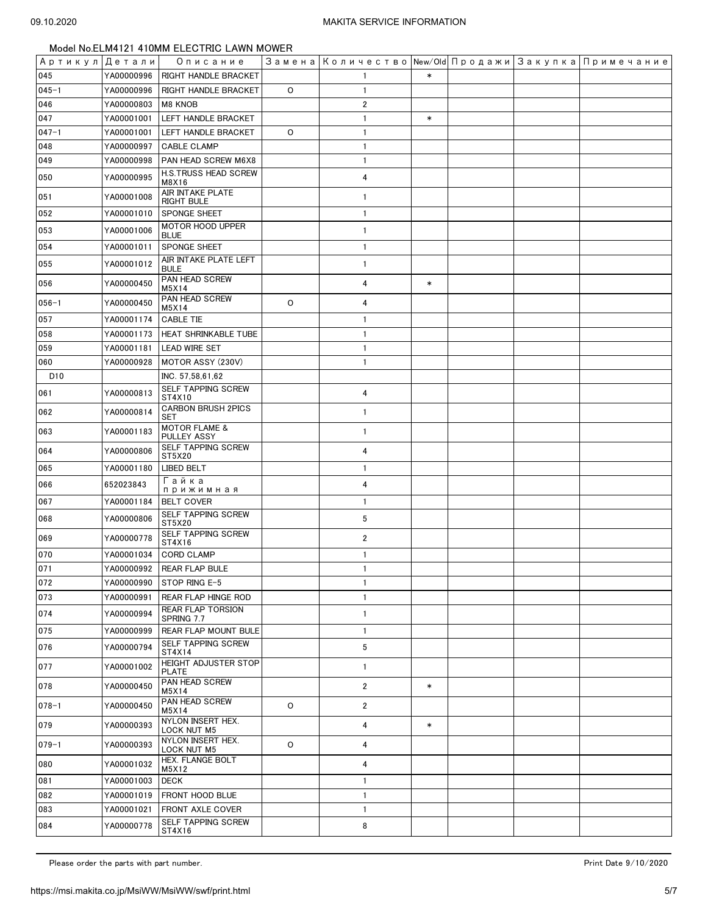Model No.ELM4121 410MM ELECTRIC LAWN MOWER

| Артикул | Детали | Описание | Замена | Количество | New/Old | Продажи | Закупка | Примечание |
|---|---|---|---|---|---|---|---|---|
| 045 | YA00000996 | RIGHT HANDLE BRACKET | | 1 | * | | | |
| 045-1 | YA00000996 | RIGHT HANDLE BRACKET | O | 1 | | | | |
| 046 | YA00000803 | M8 KNOB | | 2 | | | | |
| 047 | YA00001001 | LEFT HANDLE BRACKET | | 1 | * | | | |
| 047-1 | YA00001001 | LEFT HANDLE BRACKET | O | 1 | | | | |
| 048 | YA00000997 | CABLE CLAMP | | 1 | | | | |
| 049 | YA00000998 | PAN HEAD SCREW M6X8 | | 1 | | | | |
| 050 | YA00000995 | H.S.TRUSS HEAD SCREW M8X16 | | 4 | | | | |
| 051 | YA00001008 | AIR INTAKE PLATE RIGHT BULE | | 1 | | | | |
| 052 | YA00001010 | SPONGE SHEET | | 1 | | | | |
| 053 | YA00001006 | MOTOR HOOD UPPER BLUE | | 1 | | | | |
| 054 | YA00001011 | SPONGE SHEET | | 1 | | | | |
| 055 | YA00001012 | AIR INTAKE PLATE LEFT BULE | | 1 | | | | |
| 056 | YA00000450 | PAN HEAD SCREW M5X14 | | 4 | * | | | |
| 056-1 | YA00000450 | PAN HEAD SCREW M5X14 | O | 4 | | | | |
| 057 | YA00001174 | CABLE TIE | | 1 | | | | |
| 058 | YA00001173 | HEAT SHRINKABLE TUBE | | 1 | | | | |
| 059 | YA00001181 | LEAD WIRE SET | | 1 | | | | |
| 060 | YA00000928 | MOTOR ASSY (230V) | | 1 | | | | |
| D10 | | INC. 57,58,61,62 | | | | | | |
| 061 | YA00000813 | SELF TAPPING SCREW ST4X10 | | 4 | | | | |
| 062 | YA00000814 | CARBON BRUSH 2PICS SET | | 1 | | | | |
| 063 | YA00001183 | MOTOR FLAME & PULLEY ASSY | | 1 | | | | |
| 064 | YA00000806 | SELF TAPPING SCREW ST5X20 | | 4 | | | | |
| 065 | YA00001180 | LIBED BELT | | 1 | | | | |
| 066 | 652023843 | Гайка прижимная | | 4 | | | | |
| 067 | YA00001184 | BELT COVER | | 1 | | | | |
| 068 | YA00000806 | SELF TAPPING SCREW ST5X20 | | 5 | | | | |
| 069 | YA00000778 | SELF TAPPING SCREW ST4X16 | | 2 | | | | |
| 070 | YA00001034 | CORD CLAMP | | 1 | | | | |
| 071 | YA00000992 | REAR FLAP BULE | | 1 | | | | |
| 072 | YA00000990 | STOP RING E-5 | | 1 | | | | |
| 073 | YA00000991 | REAR FLAP HINGE ROD | | 1 | | | | |
| 074 | YA00000994 | REAR FLAP TORSION SPRING 7.7 | | 1 | | | | |
| 075 | YA00000999 | REAR FLAP MOUNT BULE | | 1 | | | | |
| 076 | YA00000794 | SELF TAPPING SCREW ST4X14 | | 5 | | | | |
| 077 | YA00001002 | HEIGHT ADJUSTER STOP PLATE | | 1 | | | | |
| 078 | YA00000450 | PAN HEAD SCREW M5X14 | | 2 | * | | | |
| 078-1 | YA00000450 | PAN HEAD SCREW M5X14 | O | 2 | | | | |
| 079 | YA00000393 | NYLON INSERT HEX. LOCK NUT M5 | | 4 | * | | | |
| 079-1 | YA00000393 | NYLON INSERT HEX. LOCK NUT M5 | O | 4 | | | | |
| 080 | YA00001032 | HEX. FLANGE BOLT M5X12 | | 4 | | | | |
| 081 | YA00001003 | DECK | | 1 | | | | |
| 082 | YA00001019 | FRONT HOOD BLUE | | 1 | | | | |
| 083 | YA00001021 | FRONT AXLE COVER | | 1 | | | | |
| 084 | YA00000778 | SELF TAPPING SCREW ST4X16 | | 8 | | | | |

Please order the parts with part number.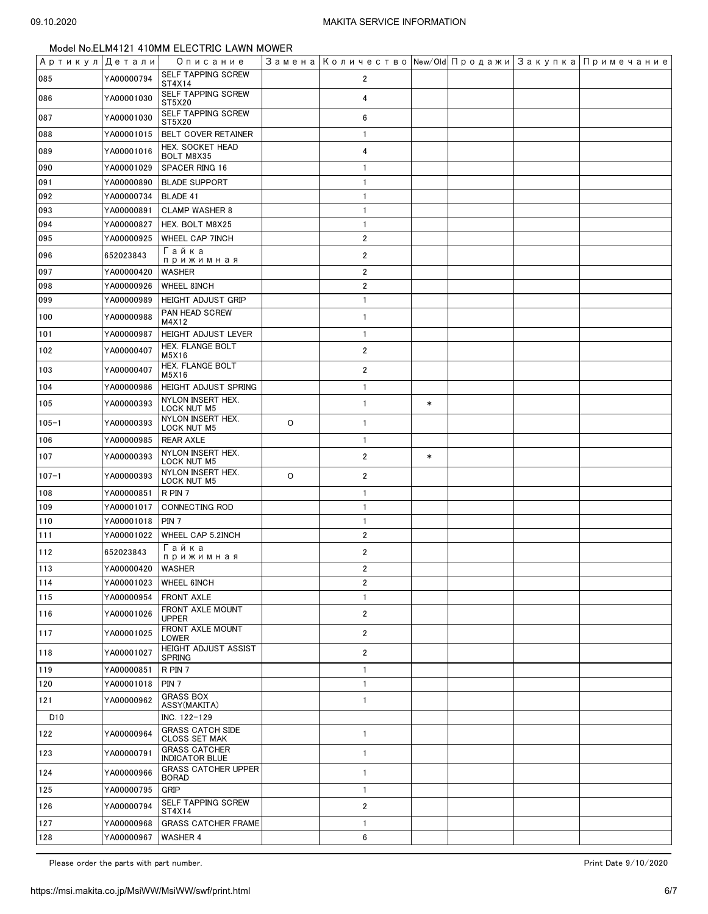Model No.ELM4121 410MM ELECTRIC LAWN MOWER

| Артикул | Детали | Описание | Замена | Количество | New/Old | Продажи | Закупка | Примечание |
|---|---|---|---|---|---|---|---|---|
| 085 | YA00000794 | SELF TAPPING SCREW ST4X14 | | 2 | | | | |
| 086 | YA00001030 | SELF TAPPING SCREW ST5X20 | | 4 | | | | |
| 087 | YA00001030 | SELF TAPPING SCREW ST5X20 | | 6 | | | | |
| 088 | YA00001015 | BELT COVER RETAINER | | 1 | | | | |
| 089 | YA00001016 | HEX. SOCKET HEAD BOLT M8X35 | | 4 | | | | |
| 090 | YA00001029 | SPACER RING 16 | | 1 | | | | |
| 091 | YA00000890 | BLADE SUPPORT | | 1 | | | | |
| 092 | YA00000734 | BLADE 41 | | 1 | | | | |
| 093 | YA00000891 | CLAMP WASHER 8 | | 1 | | | | |
| 094 | YA00000827 | HEX. BOLT M8X25 | | 1 | | | | |
| 095 | YA00000925 | WHEEL CAP 7INCH | | 2 | | | | |
| 096 | 652023843 | Гайка прижимная | | 2 | | | | |
| 097 | YA00000420 | WASHER | | 2 | | | | |
| 098 | YA00000926 | WHEEL 8INCH | | 2 | | | | |
| 099 | YA00000989 | HEIGHT ADJUST GRIP | | 1 | | | | |
| 100 | YA00000988 | PAN HEAD SCREW M4X12 | | 1 | | | | |
| 101 | YA00000987 | HEIGHT ADJUST LEVER | | 1 | | | | |
| 102 | YA00000407 | HEX. FLANGE BOLT M5X16 | | 2 | | | | |
| 103 | YA00000407 | HEX. FLANGE BOLT M5X16 | | 2 | | | | |
| 104 | YA00000986 | HEIGHT ADJUST SPRING | | 1 | | | | |
| 105 | YA00000393 | NYLON INSERT HEX. LOCK NUT M5 | | 1 | * | | | |
| 105-1 | YA00000393 | NYLON INSERT HEX. LOCK NUT M5 | O | 1 | | | | |
| 106 | YA00000985 | REAR AXLE | | 1 | | | | |
| 107 | YA00000393 | NYLON INSERT HEX. LOCK NUT M5 | | 2 | * | | | |
| 107-1 | YA00000393 | NYLON INSERT HEX. LOCK NUT M5 | O | 2 | | | | |
| 108 | YA00000851 | R PIN 7 | | 1 | | | | |
| 109 | YA00001017 | CONNECTING ROD | | 1 | | | | |
| 110 | YA00001018 | PIN 7 | | 1 | | | | |
| 111 | YA00001022 | WHEEL CAP 5.2INCH | | 2 | | | | |
| 112 | 652023843 | Гайка прижимная | | 2 | | | | |
| 113 | YA00000420 | WASHER | | 2 | | | | |
| 114 | YA00001023 | WHEEL 6INCH | | 2 | | | | |
| 115 | YA00000954 | FRONT AXLE | | 1 | | | | |
| 116 | YA00001026 | FRONT AXLE MOUNT UPPER | | 2 | | | | |
| 117 | YA00001025 | FRONT AXLE MOUNT LOWER | | 2 | | | | |
| 118 | YA00001027 | HEIGHT ADJUST ASSIST SPRING | | 2 | | | | |
| 119 | YA00000851 | R PIN 7 | | 1 | | | | |
| 120 | YA00001018 | PIN 7 | | 1 | | | | |
| 121 | YA00000962 | GRASS BOX ASSY(MAKITA) | | 1 | | | | |
| D10 | | INC. 122-129 | | | | | | |
| 122 | YA00000964 | GRASS CATCH SIDE CLOSS SET MAK | | 1 | | | | |
| 123 | YA00000791 | GRASS CATCHER INDICATOR BLUE | | 1 | | | | |
| 124 | YA00000966 | GRASS CATCHER UPPER BORAD | | 1 | | | | |
| 125 | YA00000795 | GRIP | | 1 | | | | |
| 126 | YA00000794 | SELF TAPPING SCREW ST4X14 | | 2 | | | | |
| 127 | YA00000968 | GRASS CATCHER FRAME | | 1 | | | | |
| 128 | YA00000967 | WASHER 4 | | 6 | | | | |

Please order the parts with part number.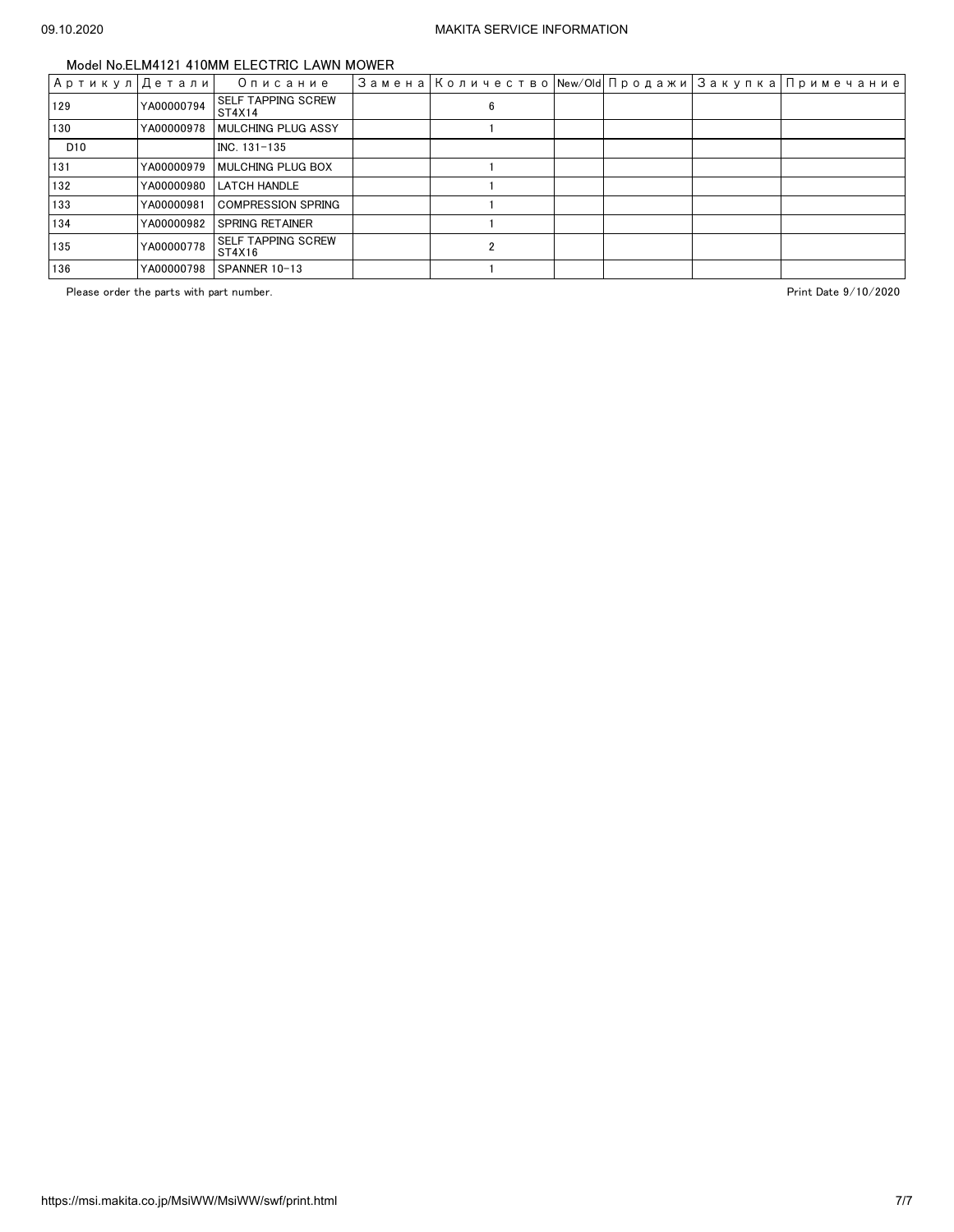Model No.ELM4121 410MM ELECTRIC LAWN MOWER

| Артикул | Детали | Описание | Замена | Количество | New/Old | Продажи | Закупка | Примечание |
|---|---|---|---|---|---|---|---|---|
| 129 | YA00000794 | SELF TAPPING SCREW ST4X14 | | 6 | | | | |
| 130 | YA00000978 | MULCHING PLUG ASSY | | 1 | | | | |
| D10 | | INC. 131-135 | | | | | | |
| 131 | YA00000979 | MULCHING PLUG BOX | | 1 | | | | |
| 132 | YA00000980 | LATCH HANDLE | | 1 | | | | |
| 133 | YA00000981 | COMPRESSION SPRING | | 1 | | | | |
| 134 | YA00000982 | SPRING RETAINER | | 1 | | | | |
| 135 | YA00000778 | SELF TAPPING SCREW ST4X16 | | 2 | | | | |
| 136 | YA00000798 | SPANNER 10-13 | | 1 | | | | |

Please order the parts with part number.

Print Date 9/10/2020